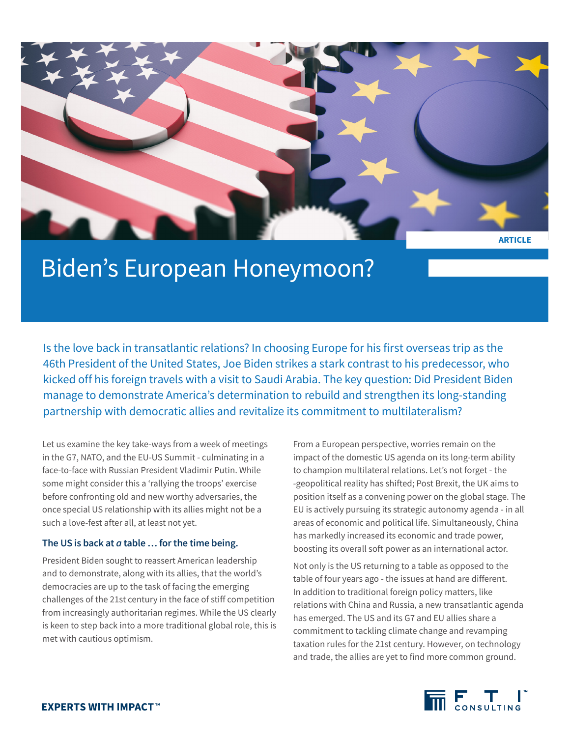ARTICLE

# Biden's European Honeymoon?

Is the love back in transatlantic relations? In choosing Europe for his first overseas trip as the 46th President of the United States, Joe Biden strikes a stark contrast to his predecessor, who kicked off his foreign travels with a visit to Saudi Arabia. The key question: Did President Biden manage to demonstrate America's determination to rebuild and strengthen its long-standing partnership with democratic allies and revitalize its commitment to multilateralism?

Let us examine the key take-ways from a week of meetings in the G7, NATO, and the EU-US Summit - culminating in a face-to-face with Russian President Vladimir Putin. While some might consider this a 'rallying the troops' exercise before confronting old and new worthy adversaries, the once special US relationship with its allies might not be a such a love-fest after all, at least not yet.

### The US is back at *a* table … for the time being.

President Biden sought to reassert American leadership and to demonstrate, along with its allies, that the world's democracies are up to the task of facing the emerging challenges of the 21st century in the face of stiff competition from increasingly authoritarian regimes. While the US clearly is keen to step back into a more traditional global role, this is met with cautious optimism.

From a European perspective, worries remain on the impact of the domestic US agenda on its long-term ability to champion multilateral relations. Let's not forget - the -geopolitical reality has shifted; Post Brexit, the UK aims to position itself as a convening power on the global stage. The EU is actively pursuing its strategic autonomy agenda - in all areas of economic and political life. Simultaneously, China has markedly increased its economic and trade power, boosting its overall soft power as an international actor.

Not only is the US returning to a table as opposed to the table of four years ago - the issues at hand are different. In addition to traditional foreign policy matters, like relations with China and Russia, a new transatlantic agenda has emerged. The US and its G7 and EU allies share a commitment to tackling climate change and revamping taxation rules for the 21st century. However, on technology and trade, the allies are yet to find more common ground.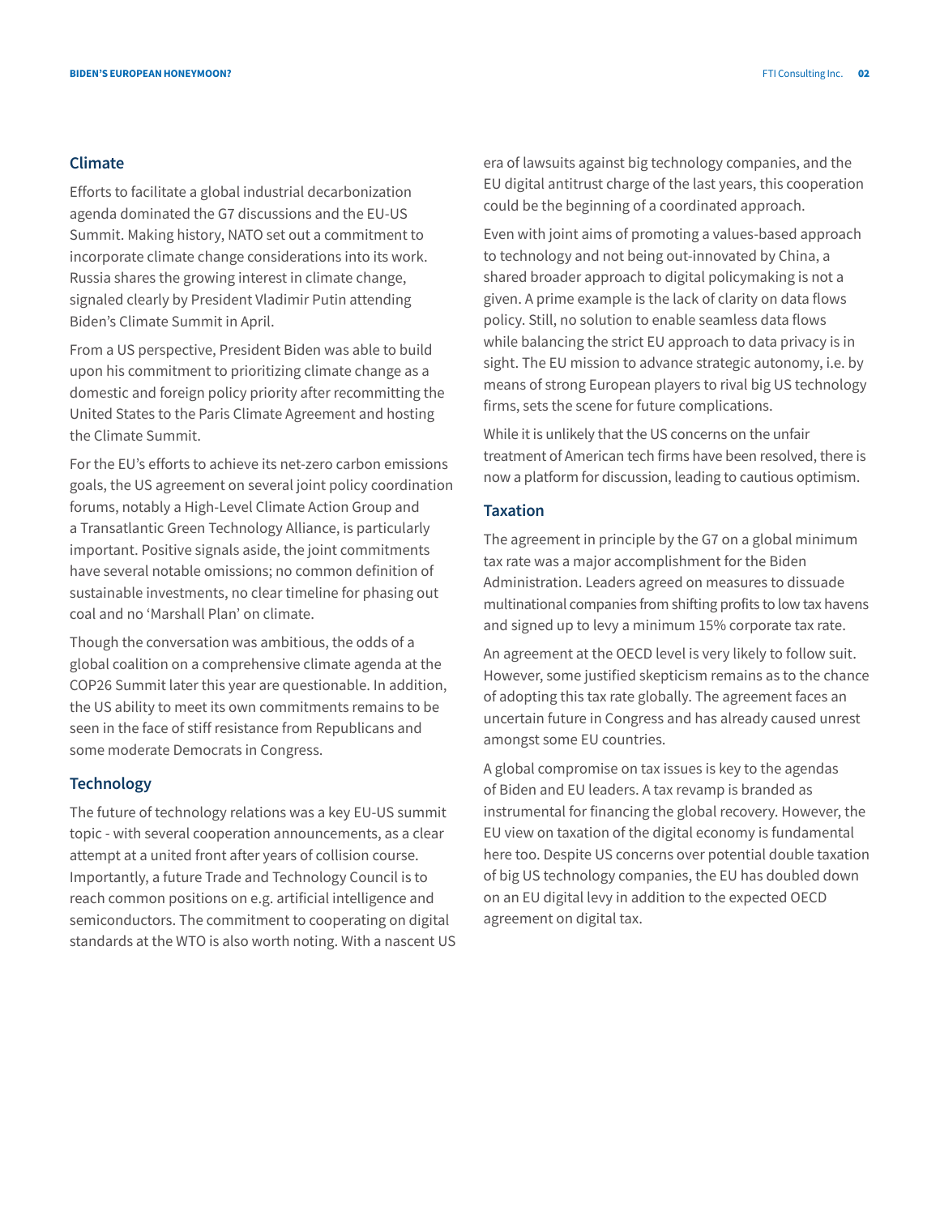## Climate

Efforts to facilitate a global industrial decarbonization agenda dominated the G7 discussions and the EU-US Summit. Making history, NATO set out a commitment to incorporate climate change considerations into its work. Russia shares the growing interest in climate change, signaled clearly by President Vladimir Putin attending Biden's Climate Summit in April.

From a US perspective, President Biden was able to build upon his commitment to prioritizing climate change as a domestic and foreign policy priority after recommitting the United States to the Paris Climate Agreement and hosting the Climate Summit.

For the EU's efforts to achieve its net-zero carbon emissions goals, the US agreement on several joint policy coordination forums, notably a High-Level Climate Action Group and a Transatlantic Green Technology Alliance, is particularly important. Positive signals aside, the joint commitments have several notable omissions; no common definition of sustainable investments, no clear timeline for phasing out coal and no 'Marshall Plan' on climate.

Though the conversation was ambitious, the odds of a global coalition on a comprehensive climate agenda at the COP26 Summit later this year are questionable. In addition, the US ability to meet its own commitments remains to be seen in the face of stiff resistance from Republicans and some moderate Democrats in Congress.

## Technology

The future of technology relations was a key EU-US summit topic - with several cooperation announcements, as a clear attempt at a united front after years of collision course. Importantly, a future Trade and Technology Council is to reach common positions on e.g. artificial intelligence and semiconductors. The commitment to cooperating on digital standards at the WTO is also worth noting. With a nascent US era of lawsuits against big technology companies, and the EU digital antitrust charge of the last years, this cooperation could be the beginning of a coordinated approach.

Even with joint aims of promoting a values-based approach to technology and not being out-innovated by China, a shared broader approach to digital policymaking is not a given. A prime example is the lack of clarity on data flows policy. Still, no solution to enable seamless data flows while balancing the strict EU approach to data privacy is in sight. The EU mission to advance strategic autonomy, i.e. by means of strong European players to rival big US technology firms, sets the scene for future complications.

While it is unlikely that the US concerns on the unfair treatment of American tech firms have been resolved, there is now a platform for discussion, leading to cautious optimism.

## Taxation

The agreement in principle by the G7 on a global minimum tax rate was a major accomplishment for the Biden Administration. Leaders agreed on measures to dissuade multinational companies from shifting profits to low tax havens and signed up to levy a minimum 15% corporate tax rate.

An agreement at the OECD level is very likely to follow suit. However, some justified skepticism remains as to the chance of adopting this tax rate globally. The agreement faces an uncertain future in Congress and has already caused unrest amongst some EU countries.

A global compromise on tax issues is key to the agendas of Biden and EU leaders. A tax revamp is branded as instrumental for financing the global recovery. However, the EU view on taxation of the digital economy is fundamental here too. Despite US concerns over potential double taxation of big US technology companies, the EU has doubled down on an EU digital levy in addition to the expected OECD agreement on digital tax.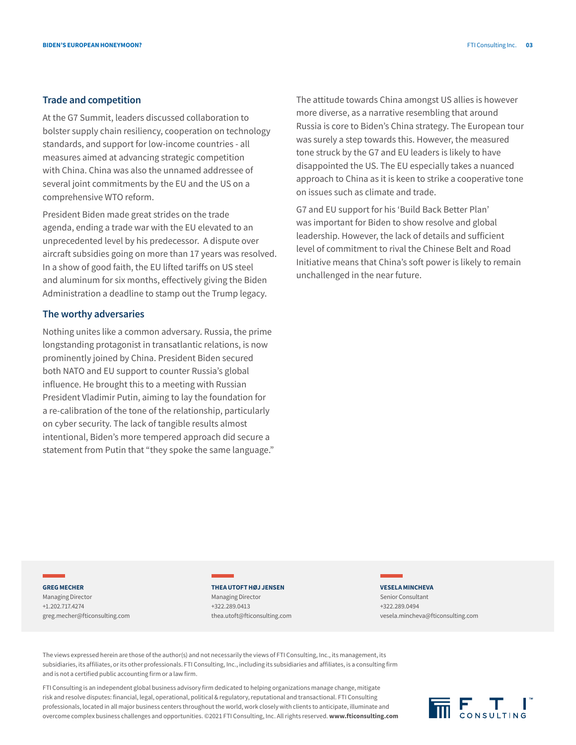## Trade and competition

At the G7 Summit, leaders discussed collaboration to bolster supply chain resiliency, cooperation on technology standards, and support for low-income countries - all measures aimed at advancing strategic competition with China. China was also the unnamed addressee of several joint commitments by the EU and the US on a comprehensive WTO reform.

President Biden made great strides on the trade agenda, ending a trade war with the EU elevated to an unprecedented level by his predecessor. A dispute over aircraft subsidies going on more than 17 years was resolved. In a show of good faith, the EU lifted tariffs on US steel and aluminum for six months, effectively giving the Biden Administration a deadline to stamp out the Trump legacy.

## The worthy adversaries

Nothing unites like a common adversary. Russia, the prime longstanding protagonist in transatlantic relations, is now prominently joined by China. President Biden secured both NATO and EU support to counter Russia's global influence. He brought this to a meeting with Russian President Vladimir Putin, aiming to lay the foundation for a re-calibration of the tone of the relationship, particularly on cyber security. The lack of tangible results almost intentional, Biden's more tempered approach did secure a statement from Putin that "they spoke the same language."

The attitude towards China amongst US allies is however more diverse, as a narrative resembling that around Russia is core to Biden's China strategy. The European tour was surely a step towards this. However, the measured tone struck by the G7 and EU leaders is likely to have disappointed the US. The EU especially takes a nuanced approach to China as it is keen to strike a cooperative tone on issues such as climate and trade.

G7 and EU support for his 'Build Back Better Plan' was important for Biden to show resolve and global leadership. However, the lack of details and sufficient level of commitment to rival the Chinese Belt and Road Initiative means that China's soft power is likely to remain unchallenged in the near future.

**GREG MECHER**
Managing Director
+1.202.717.4274
greg.mecher@fticonsulting.com

**THEA UTOFT HØJ JENSEN**
Managing Director
+322.289.0413
thea.utoft@fticonsulting.com

**VESELA MINCHEVA**
Senior Consultant
+322.289.0494
vesela.mincheva@fticonsulting.com

The views expressed herein are those of the author(s) and not necessarily the views of FTI Consulting, Inc., its management, its subsidiaries, its affiliates, or its other professionals. FTI Consulting, Inc., including its subsidiaries and affiliates, is a consulting firm and is not a certified public accounting firm or a law firm.

FTI Consulting is an independent global business advisory firm dedicated to helping organizations manage change, mitigate risk and resolve disputes: financial, legal, operational, political & regulatory, reputational and transactional. FTI Consulting professionals, located in all major business centers throughout the world, work closely with clients to anticipate, illuminate and overcome complex business challenges and opportunities. ©2021 FTI Consulting, Inc. All rights reserved. **www.fticonsulting.com**

F T I CONSULTING